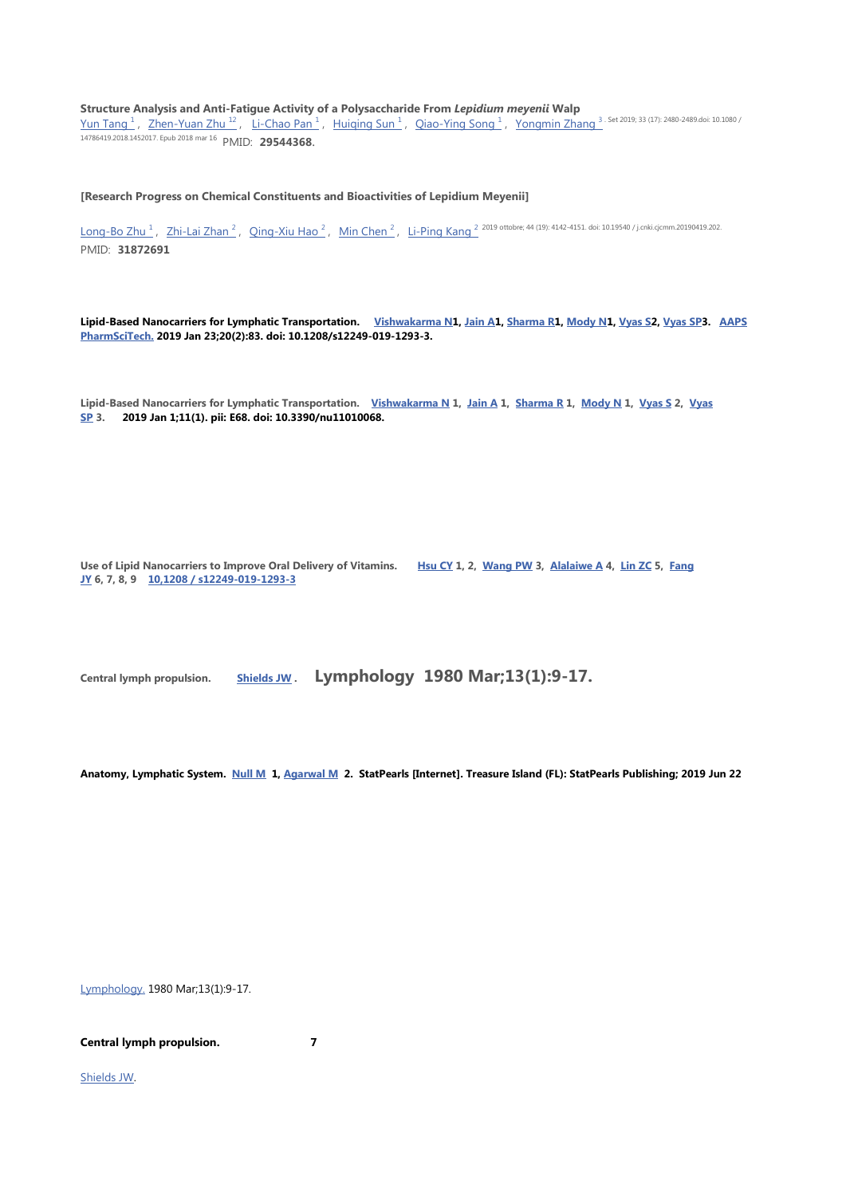**Structure Analysis and Anti-Fatigue Activity of a Polysaccharide From *Lepidium meyenii* Walp**

Yun Tang [1], Zhen-Yuan Zhu [12], Li-Chao Pan [1], Huiqing Sun [1], Qiao-Ying Song [1], Yongmin Zhang [3]. Set 2019; 33 (17): 2480-2489.doi: 10.1080 / 14786419.2018.1452017. Epub 2018 mar 16 PMID: **29544368**.

**[Research Progress on Chemical Constituents and Bioactivities of Lepidium Meyenii]**

Long-Bo Zhu [1], Zhi-Lai Zhan [2], Qing-Xiu Hao [2], Min Chen [2], Li-Ping Kang [2] 2019 ottobre; 44 (19): 4142-4151. doi: 10.19540 / j.cnki.cjcmm.20190419.202. PMID: **31872691**

**Lipid-Based Nanocarriers for Lymphatic Transportation.** **Vishwakarma N1, Jain A1, Sharma R1, Mody N1, Vyas S2, Vyas SP3. AAPS PharmSciTech. 2019 Jan 23;20(2):83. doi: 10.1208/s12249-019-1293-3.**

**Lipid-Based Nanocarriers for Lymphatic Transportation.** **Vishwakarma N 1, Jain A 1, Sharma R 1, Mody N 1, Vyas S 2, Vyas SP 3. 2019 Jan 1;11(1). pii: E68. doi: 10.3390/nu11010068.**

**Use of Lipid Nanocarriers to Improve Oral Delivery of Vitamins.** **Hsu CY 1, 2, Wang PW 3, Alalaiwe A 4, Lin ZC 5, Fang JY 6, 7, 8, 9 10,1208 / s12249-019-1293-3**

**Central lymph propulsion.** **Shields JW. Lymphology 1980 Mar;13(1):9-17.**

**Anatomy, Lymphatic System. Null M 1, Agarwal M 2. StatPearls [Internet]. Treasure Island (FL): StatPearls Publishing; 2019 Jun 22**

Lymphology. 1980 Mar;13(1):9-17.

**Central lymph propulsion.** **7**

Shields JW.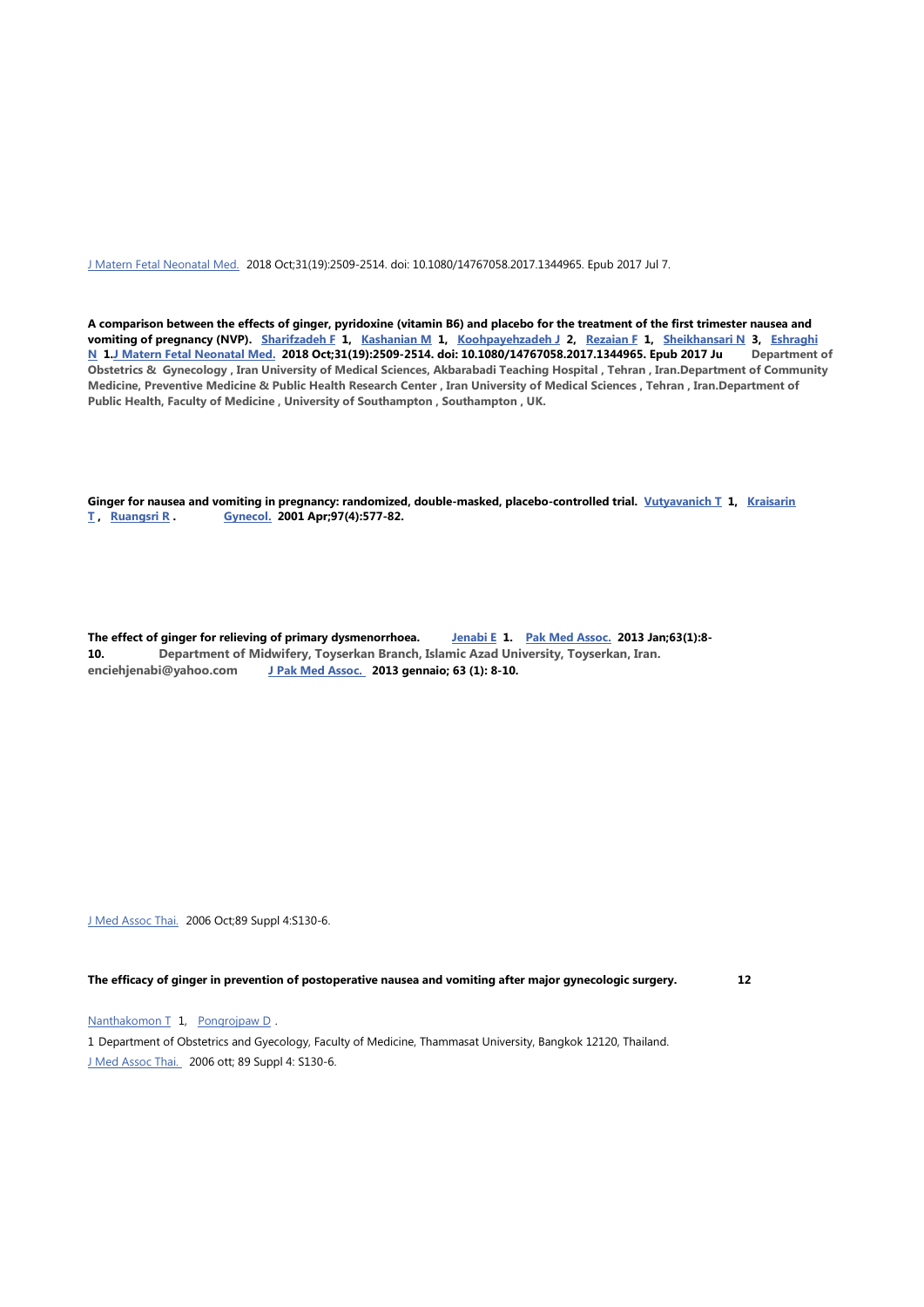J Matern Fetal Neonatal Med. 2018 Oct;31(19):2509-2514. doi: 10.1080/14767058.2017.1344965. Epub 2017 Jul 7.

**A comparison between the effects of ginger, pyridoxine (vitamin B6) and placebo for the treatment of the first trimester nausea and vomiting of pregnancy (NVP). Sharifzadeh F 1, Kashanian M 1, Koohpayehzadeh J 2, Rezaian F 1, Sheikhansari N 3, Eshraghi N 1.J Matern Fetal Neonatal Med. 2018 Oct;31(19):2509-2514. doi: 10.1080/14767058.2017.1344965. Epub 2017 Ju Department of Obstetrics & Gynecology , Iran University of Medical Sciences, Akbarabadi Teaching Hospital , Tehran , Iran.Department of Community Medicine, Preventive Medicine & Public Health Research Center , Iran University of Medical Sciences , Tehran , Iran.Department of Public Health, Faculty of Medicine , University of Southampton , Southampton , UK.**

**Ginger for nausea and vomiting in pregnancy: randomized, double-masked, placebo-controlled trial. Vutyavanich T 1, Kraisarin T , Ruangsri R . Gynecol. 2001 Apr;97(4):577-82.**

**The effect of ginger for relieving of primary dysmenorrhoea. Jenabi E 1. Pak Med Assoc. 2013 Jan;63(1):8-10. Department of Midwifery, Toyserkan Branch, Islamic Azad University, Toyserkan, Iran. enciehjenabi@yahoo.com J Pak Med Assoc. 2013 gennaio; 63 (1): 8-10.**

J Med Assoc Thai. 2006 Oct;89 Suppl 4:S130-6.

**The efficacy of ginger in prevention of postoperative nausea and vomiting after major gynecologic surgery. 12**

Nanthakomon T 1, Pongrojpaw D .

1 Department of Obstetrics and Gyecology, Faculty of Medicine, Thammasat University, Bangkok 12120, Thailand.

J Med Assoc Thai. 2006 ott; 89 Suppl 4: S130-6.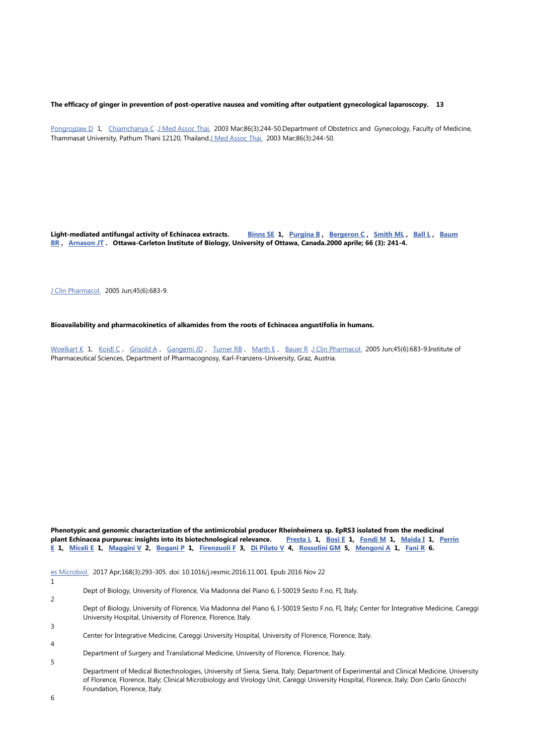**The efficacy of ginger in prevention of post-operative nausea and vomiting after outpatient gynecological laparoscopy. 13**

Pongrojpaw D 1, Chiamchanya C .J Med Assoc Thai. 2003 Mar;86(3):244-50.Department of Obstetrics and Gynecology, Faculty of Medicine, Thammasat University, Pathum Thani 12120, Thailand.J Med Assoc Thai. 2003 Mar;86(3):244-50.

**Light-mediated antifungal activity of Echinacea extracts. Binns SE 1, Purgina B , Bergeron C , Smith ML , Ball L , Baum BR , Arnason JT . Ottawa-Carleton Institute of Biology, University of Ottawa, Canada.2000 aprile; 66 (3): 241-4.**

J Clin Pharmacol. 2005 Jun;45(6):683-9.

**Bioavailability and pharmacokinetics of alkamides from the roots of Echinacea angustifolia in humans.**

Woelkart K 1, Koidl C , Grisold A , Gangemi JD , Turner RB , Marth E , Bauer R .J Clin Pharmacol. 2005 Jun;45(6):683-9.Institute of Pharmaceutical Sciences, Department of Pharmacognosy, Karl-Franzens-University, Graz, Austria.

**Phenotypic and genomic characterization of the antimicrobial producer Rheinheimera sp. EpRS3 isolated from the medicinal plant Echinacea purpurea: insights into its biotechnological relevance. Presta L 1, Bosi E 1, Fondi M 1, Maida I 1, Perrin E 1, Miceli E 1, Maggini V 2, Bogani P 1, Firenzuoli F 3, Di Pilato V 4, Rossolini GM 5, Mengoni A 1, Fani R 6.**

es Microbiol. 2017 Apr;168(3):293-305. doi: 10.1016/j.resmic.2016.11.001. Epub 2016 Nov 22

1

Dept of Biology, University of Florence, Via Madonna del Piano 6, I-50019 Sesto F.no, FI, Italy.

2

Dept of Biology, University of Florence, Via Madonna del Piano 6, I-50019 Sesto F.no, FI, Italy; Center for Integrative Medicine, Careggi University Hospital, University of Florence, Florence, Italy.

3

Center for Integrative Medicine, Careggi University Hospital, University of Florence, Florence, Italy.

4

Department of Surgery and Translational Medicine, University of Florence, Florence, Italy.

5

Department of Medical Biotechnologies, University of Siena, Siena, Italy; Department of Experimental and Clinical Medicine, University of Florence, Florence, Italy; Clinical Microbiology and Virology Unit, Careggi University Hospital, Florence, Italy; Don Carlo Gnocchi Foundation, Florence, Italy.

6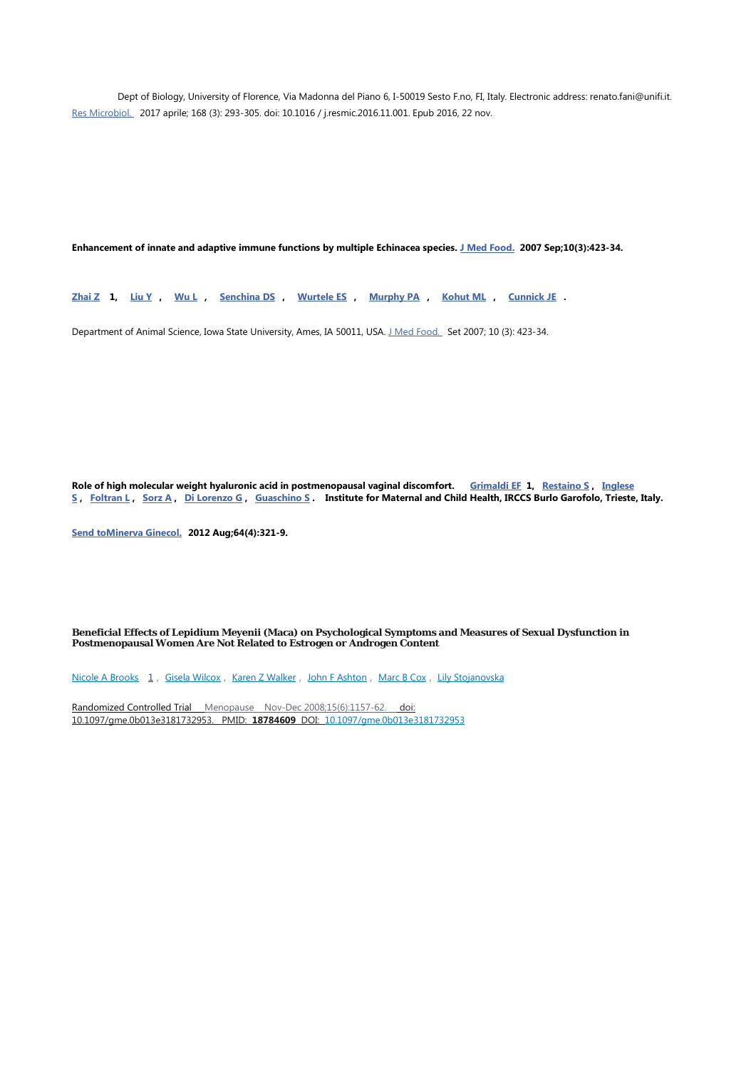Dept of Biology, University of Florence, Via Madonna del Piano 6, I-50019 Sesto F.no, FI, Italy. Electronic address: renato.fani@unifi.it. Res Microbiol. 2017 aprile; 168 (3): 293-305. doi: 10.1016 / j.resmic.2016.11.001. Epub 2016, 22 nov.

**Enhancement of innate and adaptive immune functions by multiple Echinacea species. J Med Food. 2007 Sep;10(3):423-34.**

**Zhai Z 1, Liu Y , Wu L , Senchina DS , Wurtele ES , Murphy PA , Kohut ML , Cunnick JE .**

Department of Animal Science, Iowa State University, Ames, IA 50011, USA. J Med Food. Set 2007; 10 (3): 423-34.

**Role of high molecular weight hyaluronic acid in postmenopausal vaginal discomfort. Grimaldi EF 1, Restaino S , Inglese S , Foltran L , Sorz A , Di Lorenzo G , Guaschino S . Institute for Maternal and Child Health, IRCCS Burlo Garofolo, Trieste, Italy.**

**Send toMinerva Ginecol. 2012 Aug;64(4):321-9.**

**Beneficial Effects of Lepidium Meyenii (Maca) on Psychological Symptoms and Measures of Sexual Dysfunction in Postmenopausal Women Are Not Related to Estrogen or Androgen Content**

Nicole A Brooks 1 , Gisela Wilcox , Karen Z Walker , John F Ashton , Marc B Cox , Lily Stojanovska

Randomized Controlled Trial Menopause Nov-Dec 2008;15(6):1157-62. doi: 10.1097/gme.0b013e3181732953. PMID: **18784609** DOI: 10.1097/gme.0b013e3181732953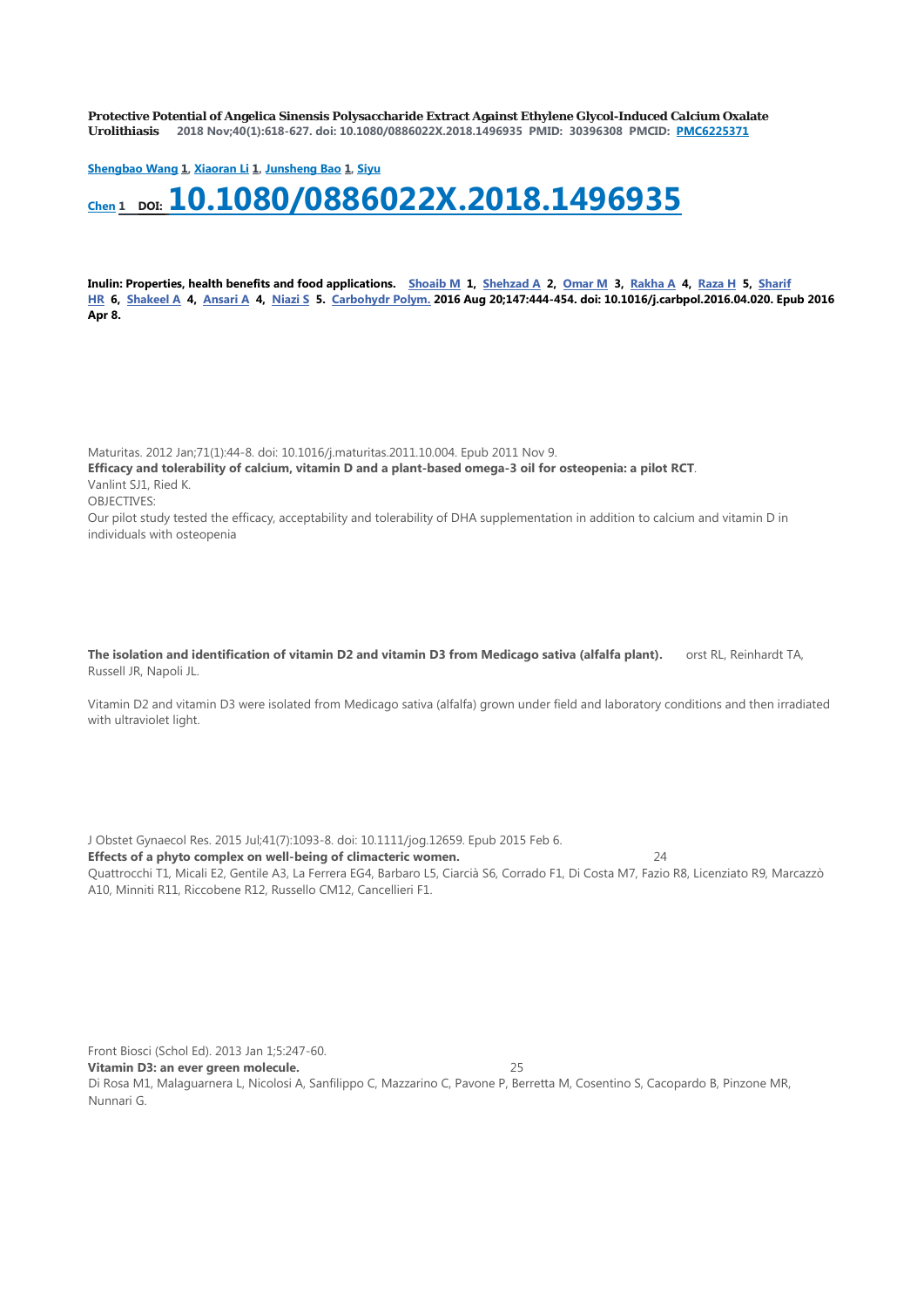**Protective Potential of Angelica Sinensis Polysaccharide Extract Against Ethylene Glycol-Induced Calcium Oxalate Urolithiasis** 2018 Nov;40(1):618-627. doi: 10.1080/0886022X.2018.1496935 PMID: 30396308 PMCID: PMC6225371

Shengbao Wang 1, Xiaoran Li 1, Junsheng Bao 1, Siyu Chen 1 DOI: **10.1080/0886022X.2018.1496935**

**Inulin: Properties, health benefits and food applications.** Shoaib M 1, Shehzad A 2, Omar M 3, Rakha A 4, Raza H 5, Sharif HR 6, Shakeel A 4, Ansari A 4, Niazi S 5. Carbohydr Polym. **2016 Aug 20;147:444-454. doi: 10.1016/j.carbpol.2016.04.020. Epub 2016 Apr 8.**

Maturitas. 2012 Jan;71(1):44-8. doi: 10.1016/j.maturitas.2011.10.004. Epub 2011 Nov 9.

**Efficacy and tolerability of calcium, vitamin D and a plant-based omega-3 oil for osteopenia: a pilot RCT**.

Vanlint SJ1, Ried K.

OBJECTIVES:

Our pilot study tested the efficacy, acceptability and tolerability of DHA supplementation in addition to calcium and vitamin D in individuals with osteopenia

**The isolation and identification of vitamin D2 and vitamin D3 from Medicago sativa (alfalfa plant).** orst RL, Reinhardt TA, Russell JR, Napoli JL.

Vitamin D2 and vitamin D3 were isolated from Medicago sativa (alfalfa) grown under field and laboratory conditions and then irradiated with ultraviolet light.

J Obstet Gynaecol Res. 2015 Jul;41(7):1093-8. doi: 10.1111/jog.12659. Epub 2015 Feb 6.

**Effects of a phyto complex on well-being of climacteric women.** 24

Quattrocchi T1, Micali E2, Gentile A3, La Ferrera EG4, Barbaro L5, Ciarcià S6, Corrado F1, Di Costa M7, Fazio R8, Licenziato R9, Marcazzò A10, Minniti R11, Riccobene R12, Russello CM12, Cancellieri F1.

Front Biosci (Schol Ed). 2013 Jan 1;5:247-60.

**Vitamin D3: an ever green molecule.** 25

Di Rosa M1, Malaguarnera L, Nicolosi A, Sanfilippo C, Mazzarino C, Pavone P, Berretta M, Cosentino S, Cacopardo B, Pinzone MR, Nunnari G.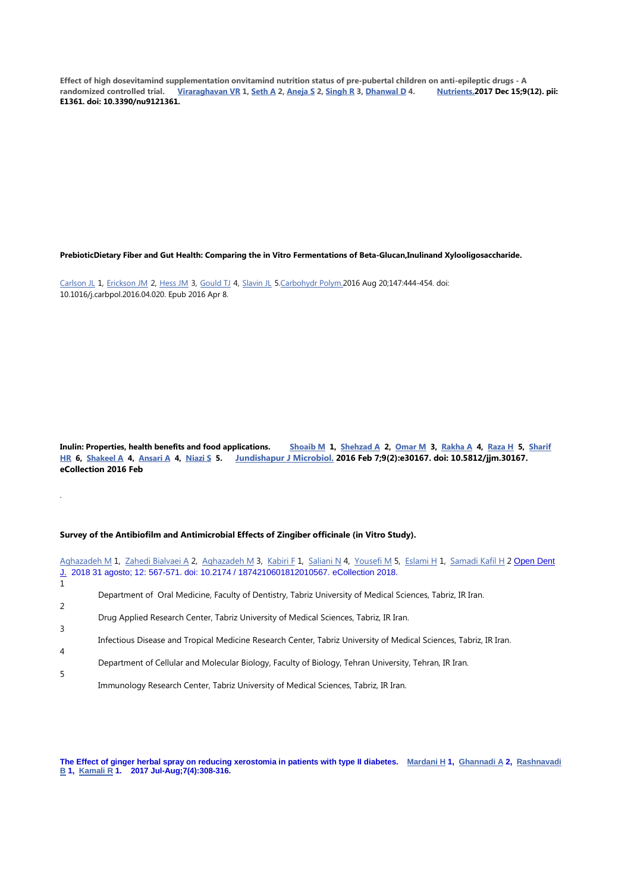**Effect of high dosevitamind supplementation onvitamind nutrition status of pre-pubertal children on anti-epileptic drugs - A randomized controlled trial. Viraraghavan VR 1, Seth A 2, Aneja S 2, Singh R 3, Dhanwal D 4. Nutrients.2017 Dec 15;9(12). pii: E1361. doi: 10.3390/nu9121361.**

**PrebioticDietary Fiber and Gut Health: Comparing the in Vitro Fermentations of Beta-Glucan,Inulinand Xylooligosaccharide.**

Carlson JL 1, Erickson JM 2, Hess JM 3, Gould TJ 4, Slavin JL 5.Carbohydr Polym.2016 Aug 20;147:444-454. doi: 10.1016/j.carbpol.2016.04.020. Epub 2016 Apr 8.

**Inulin: Properties, health benefits and food applications. Shoaib M 1, Shehzad A 2, Omar M 3, Rakha A 4, Raza H 5, Sharif HR 6, Shakeel A 4, Ansari A 4, Niazi S 5. Jundishapur J Microbiol. 2016 Feb 7;9(2):e30167. doi: 10.5812/jjm.30167. eCollection 2016 Feb**

.

**Survey of the Antibiofilm and Antimicrobial Effects of Zingiber officinale (in Vitro Study).**

Aghazadeh M 1, Zahedi Bialvaei A 2, Aghazadeh M 3, Kabiri F 1, Saliani N 4, Yousefi M 5, Eslami H 1, Samadi Kafil H 2 Open Dent J. 2018 31 agosto; 12: 567-571. doi: 10.2174 / 1874210601812010567. eCollection 2018.

1 Department of Oral Medicine, Faculty of Dentistry, Tabriz University of Medical Sciences, Tabriz, IR Iran.

2 Drug Applied Research Center, Tabriz University of Medical Sciences, Tabriz, IR Iran.

3 Infectious Disease and Tropical Medicine Research Center, Tabriz University of Medical Sciences, Tabriz, IR Iran.

4 Department of Cellular and Molecular Biology, Faculty of Biology, Tehran University, Tehran, IR Iran.

5 Immunology Research Center, Tabriz University of Medical Sciences, Tabriz, IR Iran.

**The Effect of ginger herbal spray on reducing xerostomia in patients with type II diabetes. Mardani H 1, Ghannadi A 2, Rashnavadi B 1, Kamali R 1. 2017 Jul-Aug;7(4):308-316.**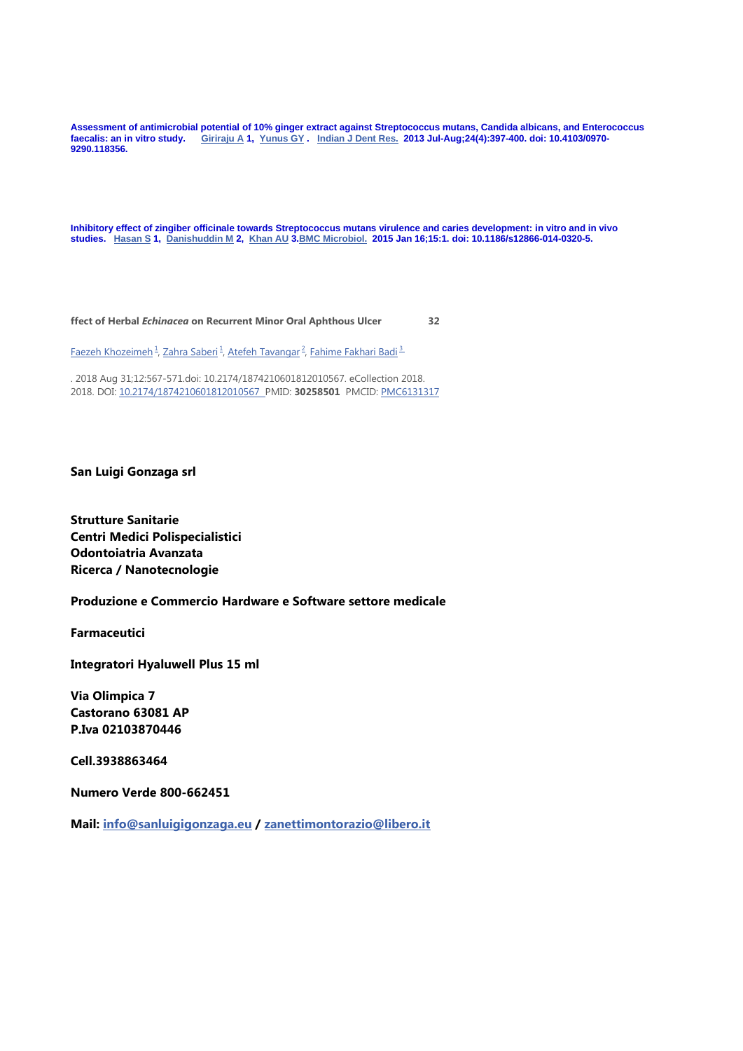**Assessment of antimicrobial potential of 10% ginger extract against Streptococcus mutans, Candida albicans, and Enterococcus faecalis: an in vitro study. Giriraju A 1, Yunus GY . Indian J Dent Res. 2013 Jul-Aug;24(4):397-400. doi: 10.4103/0970-9290.118356.**

**Inhibitory effect of zingiber officinale towards Streptococcus mutans virulence and caries development: in vitro and in vivo studies. Hasan S 1, Danishuddin M 2, Khan AU 3.BMC Microbiol. 2015 Jan 16;15:1. doi: 10.1186/s12866-014-0320-5.**

**ffect of Herbal *Echinacea* on Recurrent Minor Oral Aphthous Ulcer 32**

Faezeh Khozeimeh[1], Zahra Saberi[1], Atefeh Tavangar[2], Fahime Fakhari Badi[3]

. 2018 Aug 31;12:567-571.doi: 10.2174/1874210601812010567. eCollection 2018.
2018. DOI: 10.2174/1874210601812010567 PMID: **30258501** PMCID: PMC6131317

**San Luigi Gonzaga srl**

**Strutture Sanitarie**
**Centri Medici Polispecialistici**
**Odontoiatria Avanzata**
**Ricerca / Nanotecnologie**

**Produzione e Commercio Hardware e Software settore medicale**

**Farmaceutici**

**Integratori Hyaluwell Plus 15 ml**

**Via Olimpica 7**
**Castorano 63081 AP**
**P.Iva 02103870446**

**Cell.3938863464**

**Numero Verde 800-662451**

**Mail: info@sanluigigonzaga.eu / zanettimontorazio@libero.it**